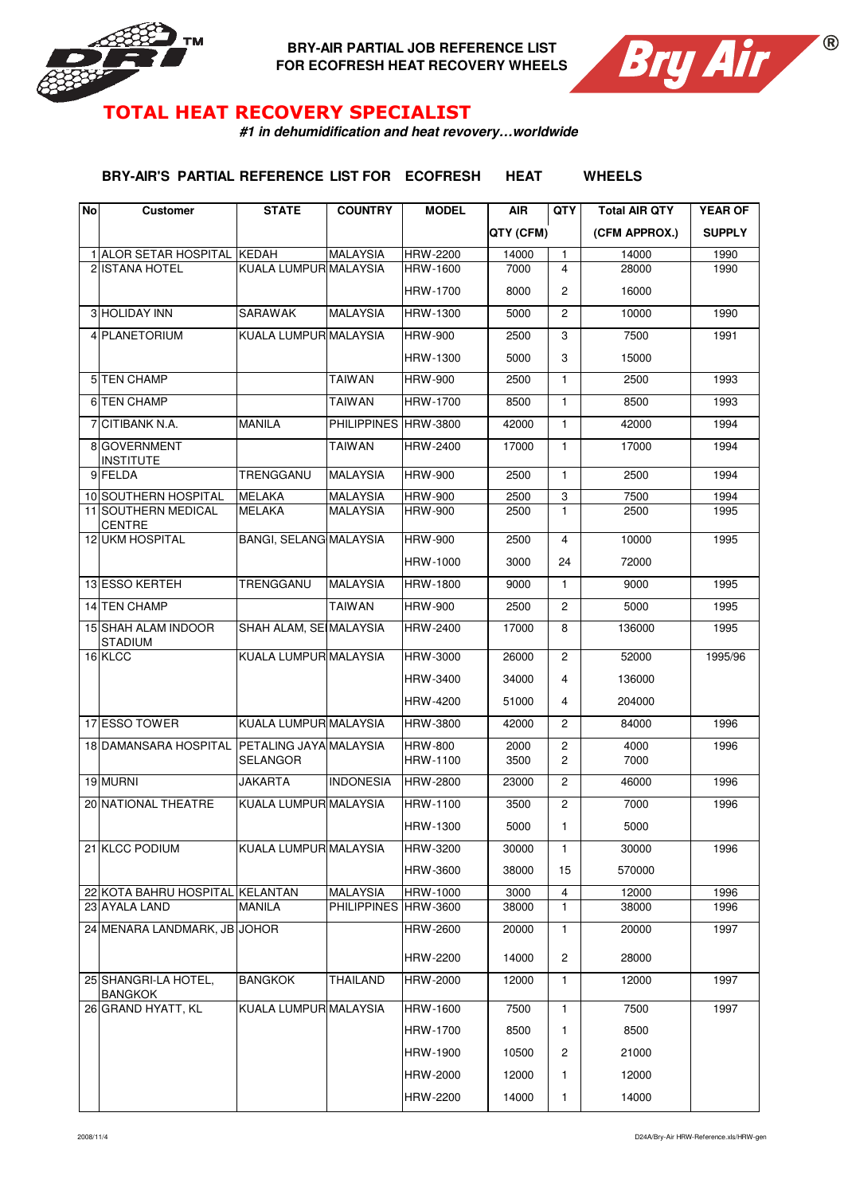**BRY-AIR PARTIAL JOB REFERENCE LIST FOR ECOFRESH HEAT RECOVERY WHEELS**

## TOTAL HEAT RECOVERY SPECIALIST

***#1 in dehumidification and heat revovery…worldwide***

### BRY-AIR'S PARTIAL REFERENCE LIST FOR ECOFRESH HEAT WHEELS

| No | Customer | STATE | COUNTRY | MODEL | AIR QTY (CFM) | QTY | Total AIR QTY (CFM APPROX.) | YEAR OF SUPPLY |
|---|---|---|---|---|---|---|---|---|
| 1 | ALOR SETAR HOSPITAL | KEDAH | MALAYSIA | HRW-2200 | 14000 | 1 | 14000 | 1990 |
| 2 | ISTANA HOTEL | KUALA LUMPUR | MALAYSIA | HRW-1600 | 7000 | 4 | 28000 | 1990 |
| | | | | HRW-1700 | 8000 | 2 | 16000 | |
| 3 | HOLIDAY INN | SARAWAK | MALAYSIA | HRW-1300 | 5000 | 2 | 10000 | 1990 |
| 4 | PLANETORIUM | KUALA LUMPUR | MALAYSIA | HRW-900 | 2500 | 3 | 7500 | 1991 |
| | | | | HRW-1300 | 5000 | 3 | 15000 | |
| 5 | TEN CHAMP | | TAIWAN | HRW-900 | 2500 | 1 | 2500 | 1993 |
| 6 | TEN CHAMP | | TAIWAN | HRW-1700 | 8500 | 1 | 8500 | 1993 |
| 7 | CITIBANK N.A. | MANILA | PHILIPPINES | HRW-3800 | 42000 | 1 | 42000 | 1994 |
| 8 | GOVERNMENT INSTITUTE | | TAIWAN | HRW-2400 | 17000 | 1 | 17000 | 1994 |
| 9 | FELDA | TRENGGANU | MALAYSIA | HRW-900 | 2500 | 1 | 2500 | 1994 |
| 10 | SOUTHERN HOSPITAL | MELAKA | MALAYSIA | HRW-900 | 2500 | 3 | 7500 | 1994 |
| 11 | SOUTHERN MEDICAL CENTRE | MELAKA | MALAYSIA | HRW-900 | 2500 | 1 | 2500 | 1995 |
| 12 | UKM HOSPITAL | BANGI, SELANG | MALAYSIA | HRW-900 | 2500 | 4 | 10000 | 1995 |
| | | | | HRW-1000 | 3000 | 24 | 72000 | |
| 13 | ESSO KERTEH | TRENGGANU | MALAYSIA | HRW-1800 | 9000 | 1 | 9000 | 1995 |
| 14 | TEN CHAMP | | TAIWAN | HRW-900 | 2500 | 2 | 5000 | 1995 |
| 15 | SHAH ALAM INDOOR STADIUM | SHAH ALAM, SE | MALAYSIA | HRW-2400 | 17000 | 8 | 136000 | 1995 |
| 16 | KLCC | KUALA LUMPUR | MALAYSIA | HRW-3000 | 26000 | 2 | 52000 | 1995/96 |
| | | | | HRW-3400 | 34000 | 4 | 136000 | |
| | | | | HRW-4200 | 51000 | 4 | 204000 | |
| 17 | ESSO TOWER | KUALA LUMPUR | MALAYSIA | HRW-3800 | 42000 | 2 | 84000 | 1996 |
| 18 | DAMANSARA HOSPITAL | PETALING JAYA SELANGOR | MALAYSIA | HRW-800 | 2000 | 2 | 4000 | 1996 |
| | | | | HRW-1100 | 3500 | 2 | 7000 | |
| 19 | MURNI | JAKARTA | INDONESIA | HRW-2800 | 23000 | 2 | 46000 | 1996 |
| 20 | NATIONAL THEATRE | KUALA LUMPUR | MALAYSIA | HRW-1100 | 3500 | 2 | 7000 | 1996 |
| | | | | HRW-1300 | 5000 | 1 | 5000 | |
| 21 | KLCC PODIUM | KUALA LUMPUR | MALAYSIA | HRW-3200 | 30000 | 1 | 30000 | 1996 |
| | | | | HRW-3600 | 38000 | 15 | 570000 | |
| 22 | KOTA BAHRU HOSPITAL | KELANTAN | MALAYSIA | HRW-1000 | 3000 | 4 | 12000 | 1996 |
| 23 | AYALA LAND | MANILA | PHILIPPINES | HRW-3600 | 38000 | 1 | 38000 | 1996 |
| 24 | MENARA LANDMARK, JB | JOHOR | | HRW-2600 | 20000 | 1 | 20000 | 1997 |
| | | | | HRW-2200 | 14000 | 2 | 28000 | |
| 25 | SHANGRI-LA HOTEL, BANGKOK | BANGKOK | THAILAND | HRW-2000 | 12000 | 1 | 12000 | 1997 |
| 26 | GRAND HYATT, KL | KUALA LUMPUR | MALAYSIA | HRW-1600 | 7500 | 1 | 7500 | 1997 |
| | | | | HRW-1700 | 8500 | 1 | 8500 | |
| | | | | HRW-1900 | 10500 | 2 | 21000 | |
| | | | | HRW-2000 | 12000 | 1 | 12000 | |
| | | | | HRW-2200 | 14000 | 1 | 14000 | |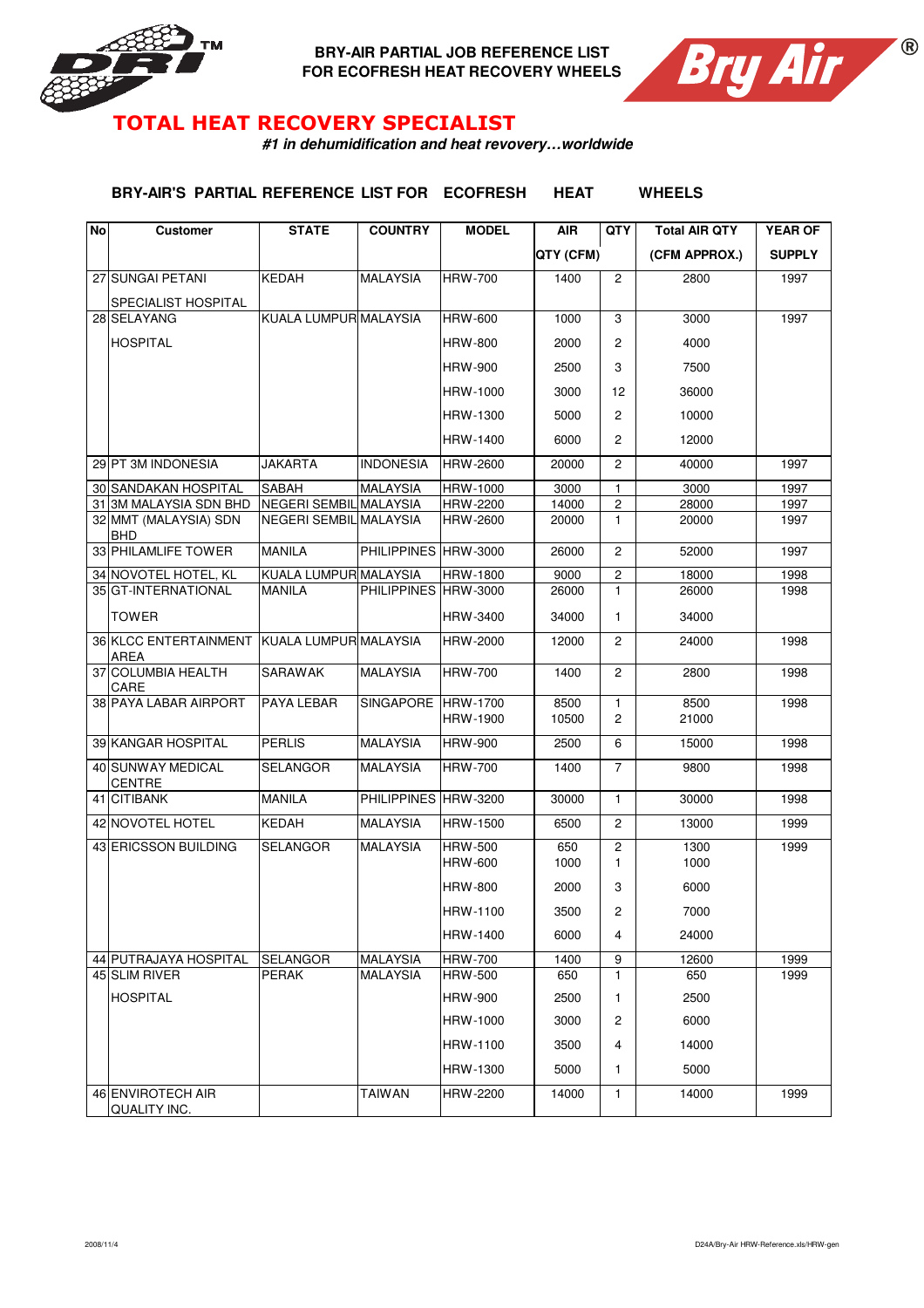**BRY-AIR PARTIAL JOB REFERENCE LIST FOR ECOFRESH HEAT RECOVERY WHEELS**

## TOTAL HEAT RECOVERY SPECIALIST

***#1 in dehumidification and heat revovery…worldwide***

### BRY-AIR'S PARTIAL REFERENCE LIST FOR ECOFRESH HEAT WHEELS

| No | Customer | STATE | COUNTRY | MODEL | AIR QTY (CFM) | QTY | Total AIR QTY (CFM APPROX.) | YEAR OF SUPPLY |
|---|---|---|---|---|---|---|---|---|
| 27 | SUNGAI PETANI SPECIALIST HOSPITAL | KEDAH | MALAYSIA | HRW-700 | 1400 | 2 | 2800 | 1997 |
| 28 | SELAYANG HOSPITAL | KUALA LUMPUR | MALAYSIA | HRW-600 | 1000 | 3 | 3000 | 1997 |
| | | | | HRW-800 | 2000 | 2 | 4000 | |
| | | | | HRW-900 | 2500 | 3 | 7500 | |
| | | | | HRW-1000 | 3000 | 12 | 36000 | |
| | | | | HRW-1300 | 5000 | 2 | 10000 | |
| | | | | HRW-1400 | 6000 | 2 | 12000 | |
| 29 | PT 3M INDONESIA | JAKARTA | INDONESIA | HRW-2600 | 20000 | 2 | 40000 | 1997 |
| 30 | SANDAKAN HOSPITAL | SABAH | MALAYSIA | HRW-1000 | 3000 | 1 | 3000 | 1997 |
| 31 | 3M MALAYSIA SDN BHD | NEGERI SEMBIL | MALAYSIA | HRW-2200 | 14000 | 2 | 28000 | 1997 |
| 32 | MMT (MALAYSIA) SDN BHD | NEGERI SEMBIL | MALAYSIA | HRW-2600 | 20000 | 1 | 20000 | 1997 |
| 33 | PHILAMLIFE TOWER | MANILA | PHILIPPINES | HRW-3000 | 26000 | 2 | 52000 | 1997 |
| 34 | NOVOTEL HOTEL, KL | KUALA LUMPUR | MALAYSIA | HRW-1800 | 9000 | 2 | 18000 | 1998 |
| 35 | GT-INTERNATIONAL TOWER | MANILA | PHILIPPINES | HRW-3000 | 26000 | 1 | 26000 | 1998 |
| | | | | HRW-3400 | 34000 | 1 | 34000 | |
| 36 | KLCC ENTERTAINMENT AREA | KUALA LUMPUR | MALAYSIA | HRW-2000 | 12000 | 2 | 24000 | 1998 |
| 37 | COLUMBIA HEALTH CARE | SARAWAK | MALAYSIA | HRW-700 | 1400 | 2 | 2800 | 1998 |
| 38 | PAYA LABAR AIRPORT | PAYA LEBAR | SINGAPORE | HRW-1700 | 8500 | 1 | 8500 | 1998 |
| | | | | HRW-1900 | 10500 | 2 | 21000 | |
| 39 | KANGAR HOSPITAL | PERLIS | MALAYSIA | HRW-900 | 2500 | 6 | 15000 | 1998 |
| 40 | SUNWAY MEDICAL CENTRE | SELANGOR | MALAYSIA | HRW-700 | 1400 | 7 | 9800 | 1998 |
| 41 | CITIBANK | MANILA | PHILIPPINES | HRW-3200 | 30000 | 1 | 30000 | 1998 |
| 42 | NOVOTEL HOTEL | KEDAH | MALAYSIA | HRW-1500 | 6500 | 2 | 13000 | 1999 |
| 43 | ERICSSON BUILDING | SELANGOR | MALAYSIA | HRW-500 | 650 | 2 | 1300 | 1999 |
| | | | | HRW-600 | 1000 | 1 | 1000 | |
| | | | | HRW-800 | 2000 | 3 | 6000 | |
| | | | | HRW-1100 | 3500 | 2 | 7000 | |
| | | | | HRW-1400 | 6000 | 4 | 24000 | |
| 44 | PUTRAJAYA HOSPITAL | SELANGOR | MALAYSIA | HRW-700 | 1400 | 9 | 12600 | 1999 |
| 45 | SLIM RIVER HOSPITAL | PERAK | MALAYSIA | HRW-500 | 650 | 1 | 650 | 1999 |
| | | | | HRW-900 | 2500 | 1 | 2500 | |
| | | | | HRW-1000 | 3000 | 2 | 6000 | |
| | | | | HRW-1100 | 3500 | 4 | 14000 | |
| | | | | HRW-1300 | 5000 | 1 | 5000 | |
| 46 | ENVIROTECH AIR QUALITY INC. | | TAIWAN | HRW-2200 | 14000 | 1 | 14000 | 1999 |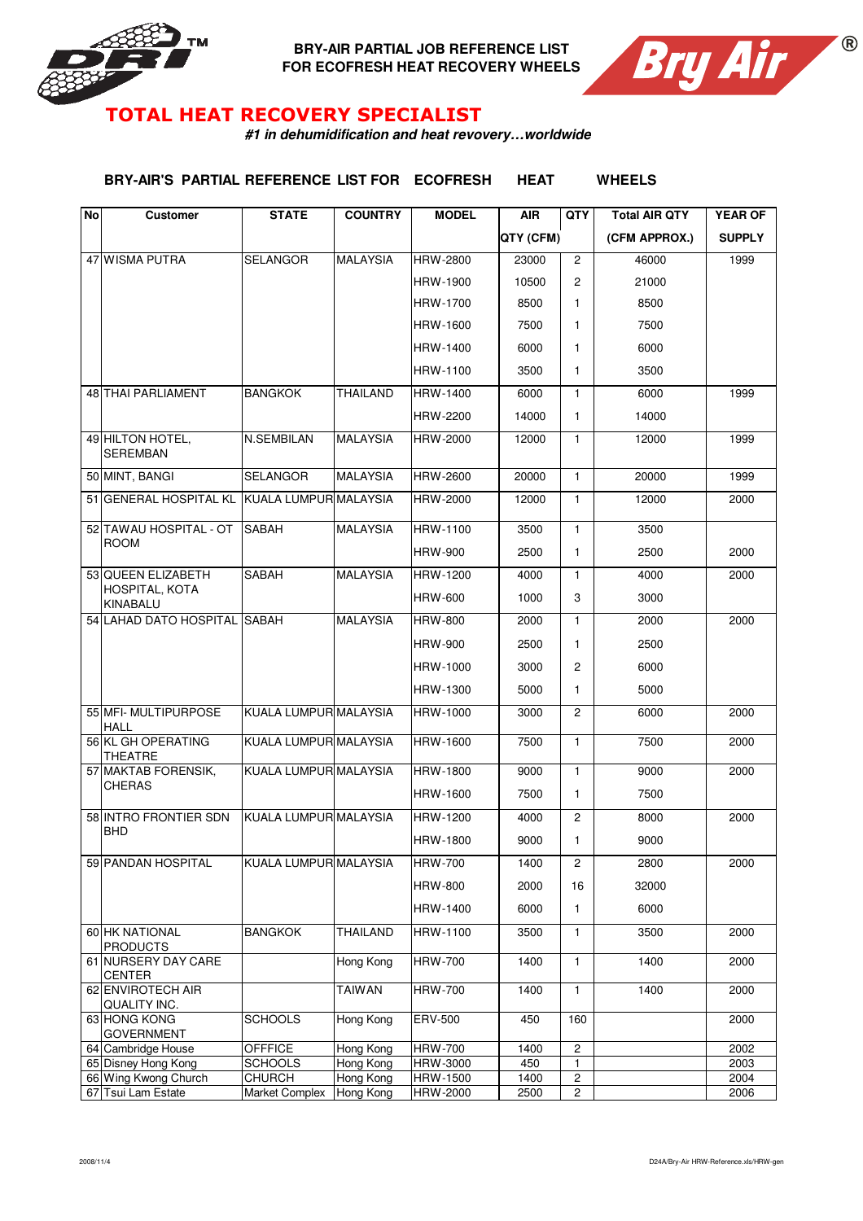**BRY-AIR PARTIAL JOB REFERENCE LIST FOR ECOFRESH HEAT RECOVERY WHEELS**

## TOTAL HEAT RECOVERY SPECIALIST

***#1 in dehumidification and heat revovery…worldwide***

### BRY-AIR'S PARTIAL REFERENCE LIST FOR ECOFRESH HEAT WHEELS

| No | Customer | STATE | COUNTRY | MODEL | AIR QTY (CFM) | QTY | Total AIR QTY (CFM APPROX.) | YEAR OF SUPPLY |
|---|---|---|---|---|---|---|---|---|
| 47 | WISMA PUTRA | SELANGOR | MALAYSIA | HRW-2800 | 23000 | 2 | 46000 | 1999 |
| | | | | HRW-1900 | 10500 | 2 | 21000 | |
| | | | | HRW-1700 | 8500 | 1 | 8500 | |
| | | | | HRW-1600 | 7500 | 1 | 7500 | |
| | | | | HRW-1400 | 6000 | 1 | 6000 | |
| | | | | HRW-1100 | 3500 | 1 | 3500 | |
| 48 | THAI PARLIAMENT | BANGKOK | THAILAND | HRW-1400 | 6000 | 1 | 6000 | 1999 |
| | | | | HRW-2200 | 14000 | 1 | 14000 | |
| 49 | HILTON HOTEL, SEREMBAN | N.SEMBILAN | MALAYSIA | HRW-2000 | 12000 | 1 | 12000 | 1999 |
| 50 | MINT, BANGI | SELANGOR | MALAYSIA | HRW-2600 | 20000 | 1 | 20000 | 1999 |
| 51 | GENERAL HOSPITAL KL | KUALA LUMPUR | MALAYSIA | HRW-2000 | 12000 | 1 | 12000 | 2000 |
| 52 | TAWAU HOSPITAL - OT ROOM | SABAH | MALAYSIA | HRW-1100 | 3500 | 1 | 3500 | |
| | | | | HRW-900 | 2500 | 1 | 2500 | 2000 |
| 53 | QUEEN ELIZABETH HOSPITAL, KOTA KINABALU | SABAH | MALAYSIA | HRW-1200 | 4000 | 1 | 4000 | 2000 |
| | | | | HRW-600 | 1000 | 3 | 3000 | |
| 54 | LAHAD DATO HOSPITAL | SABAH | MALAYSIA | HRW-800 | 2000 | 1 | 2000 | 2000 |
| | | | | HRW-900 | 2500 | 1 | 2500 | |
| | | | | HRW-1000 | 3000 | 2 | 6000 | |
| | | | | HRW-1300 | 5000 | 1 | 5000 | |
| 55 | MFI- MULTIPURPOSE HALL | KUALA LUMPUR | MALAYSIA | HRW-1000 | 3000 | 2 | 6000 | 2000 |
| 56 | KL GH OPERATING THEATRE | KUALA LUMPUR | MALAYSIA | HRW-1600 | 7500 | 1 | 7500 | 2000 |
| 57 | MAKTAB FORENSIK, CHERAS | KUALA LUMPUR | MALAYSIA | HRW-1800 | 9000 | 1 | 9000 | 2000 |
| | | | | HRW-1600 | 7500 | 1 | 7500 | |
| 58 | INTRO FRONTIER SDN BHD | KUALA LUMPUR | MALAYSIA | HRW-1200 | 4000 | 2 | 8000 | 2000 |
| | | | | HRW-1800 | 9000 | 1 | 9000 | |
| 59 | PANDAN HOSPITAL | KUALA LUMPUR | MALAYSIA | HRW-700 | 1400 | 2 | 2800 | 2000 |
| | | | | HRW-800 | 2000 | 16 | 32000 | |
| | | | | HRW-1400 | 6000 | 1 | 6000 | |
| 60 | HK NATIONAL PRODUCTS | BANGKOK | THAILAND | HRW-1100 | 3500 | 1 | 3500 | 2000 |
| 61 | NURSERY DAY CARE CENTER | | Hong Kong | HRW-700 | 1400 | 1 | 1400 | 2000 |
| 62 | ENVIROTECH AIR QUALITY INC. | | TAIWAN | HRW-700 | 1400 | 1 | 1400 | 2000 |
| 63 | HONG KONG GOVERNMENT | SCHOOLS | Hong Kong | ERV-500 | 450 | 160 | | 2000 |
| 64 | Cambridge House | OFFFICE | Hong Kong | HRW-700 | 1400 | 2 | | 2002 |
| 65 | Disney Hong Kong | SCHOOLS | Hong Kong | HRW-3000 | 450 | 1 | | 2003 |
| 66 | Wing Kwong Church | CHURCH | Hong Kong | HRW-1500 | 1400 | 2 | | 2004 |
| 67 | Tsui Lam Estate | Market Complex | Hong Kong | HRW-2000 | 2500 | 2 | | 2006 |